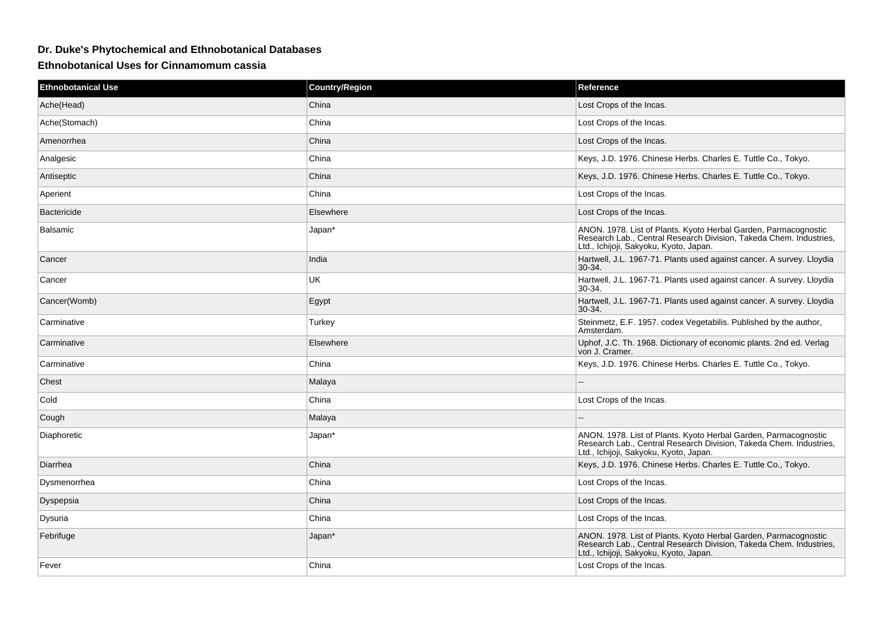# Dr. Duke's Phytochemical and Ethnobotanical Databases

## Ethnobotanical Uses for Cinnamomum cassia

| Ethnobotanical Use | Country/Region | Reference |
|---|---|---|
| Ache(Head) | China | Lost Crops of the Incas. |
| Ache(Stomach) | China | Lost Crops of the Incas. |
| Amenorrhea | China | Lost Crops of the Incas. |
| Analgesic | China | Keys, J.D. 1976. Chinese Herbs. Charles E. Tuttle Co., Tokyo. |
| Antiseptic | China | Keys, J.D. 1976. Chinese Herbs. Charles E. Tuttle Co., Tokyo. |
| Aperient | China | Lost Crops of the Incas. |
| Bactericide | Elsewhere | Lost Crops of the Incas. |
| Balsamic | Japan* | ANON. 1978. List of Plants. Kyoto Herbal Garden, Parmacognostic Research Lab., Central Research Division, Takeda Chem. Industries, Ltd., Ichijoji, Sakyoku, Kyoto, Japan. |
| Cancer | India | Hartwell, J.L. 1967-71. Plants used against cancer. A survey. Lloydia 30-34. |
| Cancer | UK | Hartwell, J.L. 1967-71. Plants used against cancer. A survey. Lloydia 30-34. |
| Cancer(Womb) | Egypt | Hartwell, J.L. 1967-71. Plants used against cancer. A survey. Lloydia 30-34. |
| Carminative | Turkey | Steinmetz, E.F. 1957. codex Vegetabilis. Published by the author, Amsterdam. |
| Carminative | Elsewhere | Uphof, J.C. Th. 1968. Dictionary of economic plants. 2nd ed. Verlag von J. Cramer. |
| Carminative | China | Keys, J.D. 1976. Chinese Herbs. Charles E. Tuttle Co., Tokyo. |
| Chest | Malaya | -- |
| Cold | China | Lost Crops of the Incas. |
| Cough | Malaya | -- |
| Diaphoretic | Japan* | ANON. 1978. List of Plants. Kyoto Herbal Garden, Parmacognostic Research Lab., Central Research Division, Takeda Chem. Industries, Ltd., Ichijoji, Sakyoku, Kyoto, Japan. |
| Diarrhea | China | Keys, J.D. 1976. Chinese Herbs. Charles E. Tuttle Co., Tokyo. |
| Dysmenorrhea | China | Lost Crops of the Incas. |
| Dyspepsia | China | Lost Crops of the Incas. |
| Dysuria | China | Lost Crops of the Incas. |
| Febrifuge | Japan* | ANON. 1978. List of Plants. Kyoto Herbal Garden, Parmacognostic Research Lab., Central Research Division, Takeda Chem. Industries, Ltd., Ichijoji, Sakyoku, Kyoto, Japan. |
| Fever | China | Lost Crops of the Incas. |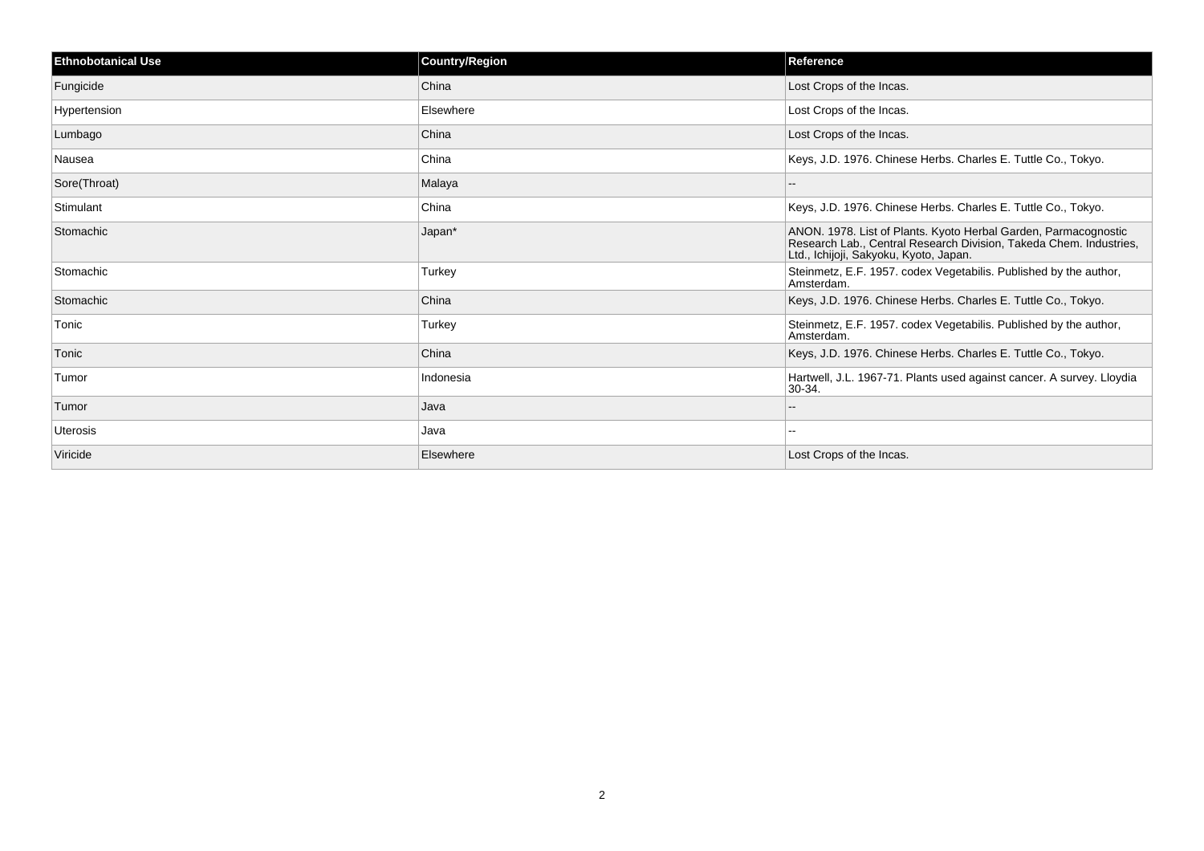| Ethnobotanical Use | Country/Region | Reference |
| --- | --- | --- |
| Fungicide | China | Lost Crops of the Incas. |
| Hypertension | Elsewhere | Lost Crops of the Incas. |
| Lumbago | China | Lost Crops of the Incas. |
| Nausea | China | Keys, J.D. 1976. Chinese Herbs. Charles E. Tuttle Co., Tokyo. |
| Sore(Throat) | Malaya | -- |
| Stimulant | China | Keys, J.D. 1976. Chinese Herbs. Charles E. Tuttle Co., Tokyo. |
| Stomachic | Japan* | ANON. 1978. List of Plants. Kyoto Herbal Garden, Parmacognostic Research Lab., Central Research Division, Takeda Chem. Industries, Ltd., Ichijoji, Sakyoku, Kyoto, Japan. |
| Stomachic | Turkey | Steinmetz, E.F. 1957. codex Vegetabilis. Published by the author, Amsterdam. |
| Stomachic | China | Keys, J.D. 1976. Chinese Herbs. Charles E. Tuttle Co., Tokyo. |
| Tonic | Turkey | Steinmetz, E.F. 1957. codex Vegetabilis. Published by the author, Amsterdam. |
| Tonic | China | Keys, J.D. 1976. Chinese Herbs. Charles E. Tuttle Co., Tokyo. |
| Tumor | Indonesia | Hartwell, J.L. 1967-71. Plants used against cancer. A survey. Lloydia 30-34. |
| Tumor | Java | -- |
| Uterosis | Java | -- |
| Viricide | Elsewhere | Lost Crops of the Incas. |